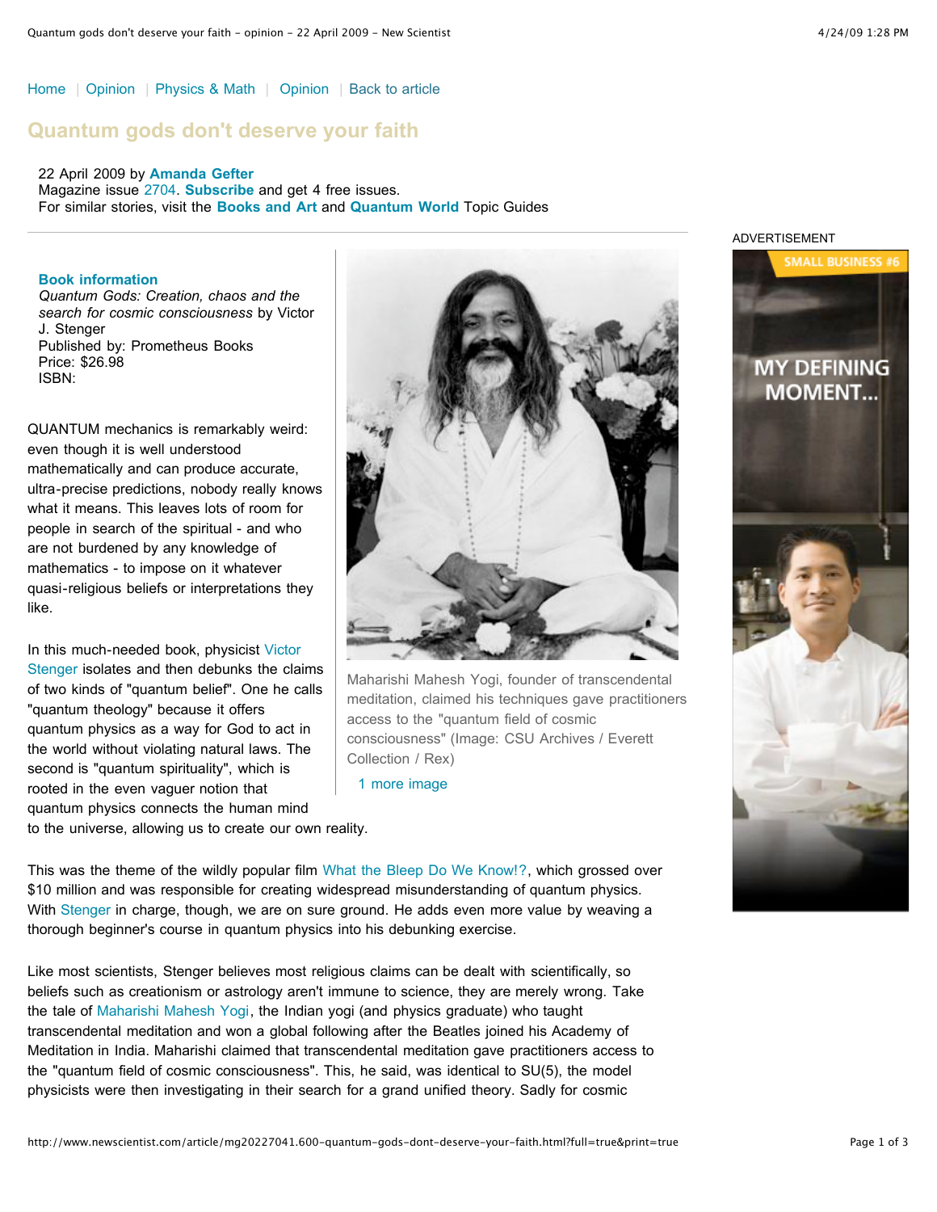Home | Opinion | Physics & Math | Opinion | Back to article

# Quantum gods don't deserve your faith

22 April 2009 by **Amanda Gefter**
Magazine issue 2704. **Subscribe** and get 4 free issues.
For similar stories, visit the **Books and Art** and **Quantum World** Topic Guides

**Book information**
*Quantum Gods: Creation, chaos and the search for cosmic consciousness* by Victor J. Stenger
Published by: Prometheus Books
Price: $26.98
ISBN:

Maharishi Mahesh Yogi, founder of transcendental meditation, claimed his techniques gave practitioners access to the "quantum field of cosmic consciousness" (Image: CSU Archives / Everett Collection / Rex)

1 more image

QUANTUM mechanics is remarkably weird: even though it is well understood mathematically and can produce accurate, ultra-precise predictions, nobody really knows what it means. This leaves lots of room for people in search of the spiritual - and who are not burdened by any knowledge of mathematics - to impose on it whatever quasi-religious beliefs or interpretations they like.

In this much-needed book, physicist Victor Stenger isolates and then debunks the claims of two kinds of "quantum belief". One he calls "quantum theology" because it offers quantum physics as a way for God to act in the world without violating natural laws. The second is "quantum spirituality", which is rooted in the even vaguer notion that quantum physics connects the human mind to the universe, allowing us to create our own reality.

This was the theme of the wildly popular film What the Bleep Do We Know!?, which grossed over $10 million and was responsible for creating widespread misunderstanding of quantum physics. With Stenger in charge, though, we are on sure ground. He adds even more value by weaving a thorough beginner's course in quantum physics into his debunking exercise.

Like most scientists, Stenger believes most religious claims can be dealt with scientifically, so beliefs such as creationism or astrology aren't immune to science, they are merely wrong. Take the tale of Maharishi Mahesh Yogi, the Indian yogi (and physics graduate) who taught transcendental meditation and won a global following after the Beatles joined his Academy of Meditation in India. Maharishi claimed that transcendental meditation gave practitioners access to the "quantum field of cosmic consciousness". This, he said, was identical to SU(5), the model physicists were then investigating in their search for a grand unified theory. Sadly for cosmic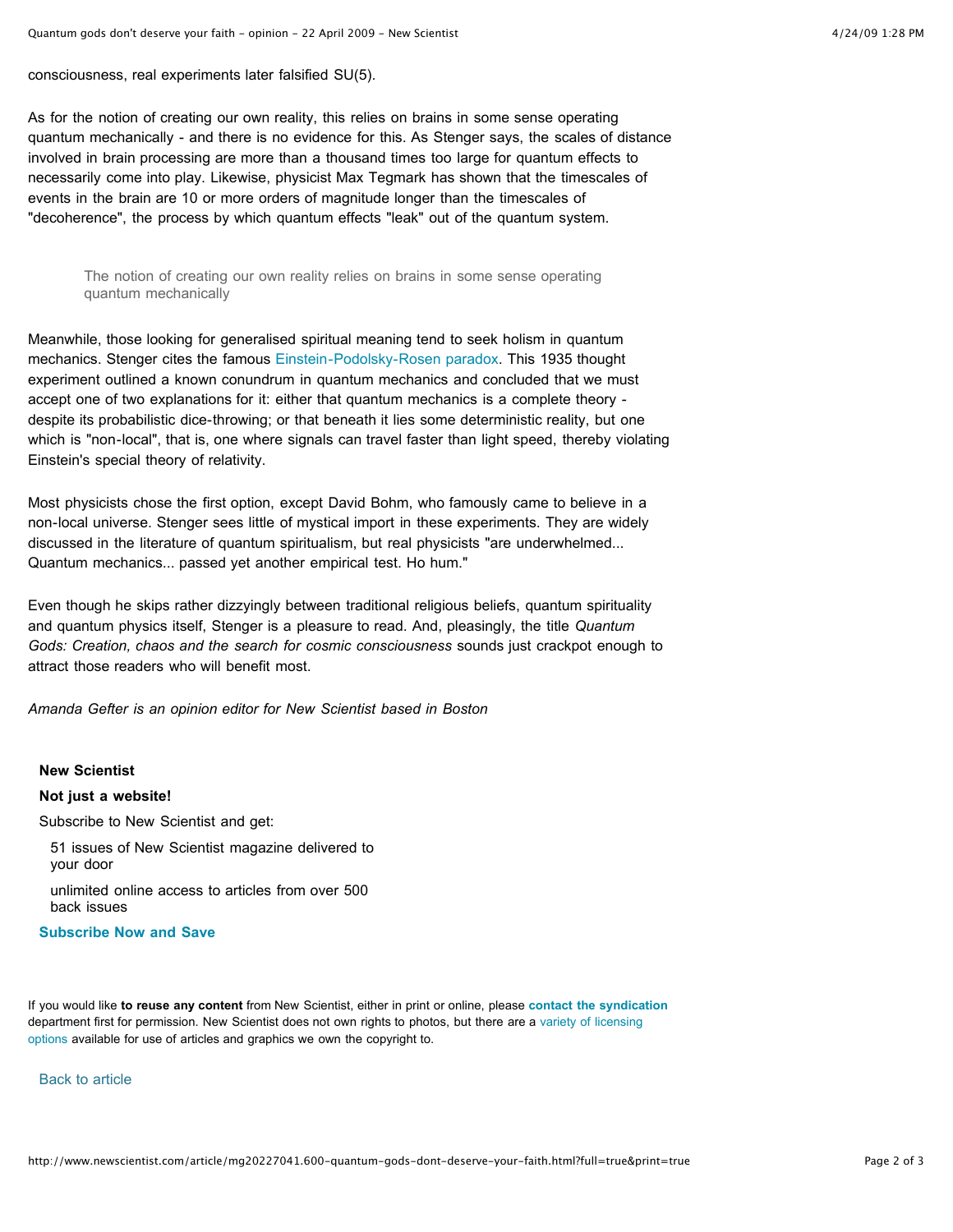consciousness, real experiments later falsified SU(5).

As for the notion of creating our own reality, this relies on brains in some sense operating quantum mechanically - and there is no evidence for this. As Stenger says, the scales of distance involved in brain processing are more than a thousand times too large for quantum effects to necessarily come into play. Likewise, physicist Max Tegmark has shown that the timescales of events in the brain are 10 or more orders of magnitude longer than the timescales of "decoherence", the process by which quantum effects "leak" out of the quantum system.

> The notion of creating our own reality relies on brains in some sense operating quantum mechanically

Meanwhile, those looking for generalised spiritual meaning tend to seek holism in quantum mechanics. Stenger cites the famous Einstein-Podolsky-Rosen paradox. This 1935 thought experiment outlined a known conundrum in quantum mechanics and concluded that we must accept one of two explanations for it: either that quantum mechanics is a complete theory - despite its probabilistic dice-throwing; or that beneath it lies some deterministic reality, but one which is "non-local", that is, one where signals can travel faster than light speed, thereby violating Einstein's special theory of relativity.

Most physicists chose the first option, except David Bohm, who famously came to believe in a non-local universe. Stenger sees little of mystical import in these experiments. They are widely discussed in the literature of quantum spiritualism, but real physicists "are underwhelmed... Quantum mechanics... passed yet another empirical test. Ho hum."

Even though he skips rather dizzyingly between traditional religious beliefs, quantum spirituality and quantum physics itself, Stenger is a pleasure to read. And, pleasingly, the title *Quantum Gods: Creation, chaos and the search for cosmic consciousness* sounds just crackpot enough to attract those readers who will benefit most.

*Amanda Gefter is an opinion editor for New Scientist based in Boston*

**New Scientist**

**Not just a website!**

Subscribe to New Scientist and get:

- 51 issues of New Scientist magazine delivered to your door
- unlimited online access to articles from over 500 back issues

**Subscribe Now and Save**

If you would like **to reuse any content** from New Scientist, either in print or online, please **contact the syndication** department first for permission. New Scientist does not own rights to photos, but there are a variety of licensing options available for use of articles and graphics we own the copyright to.

Back to article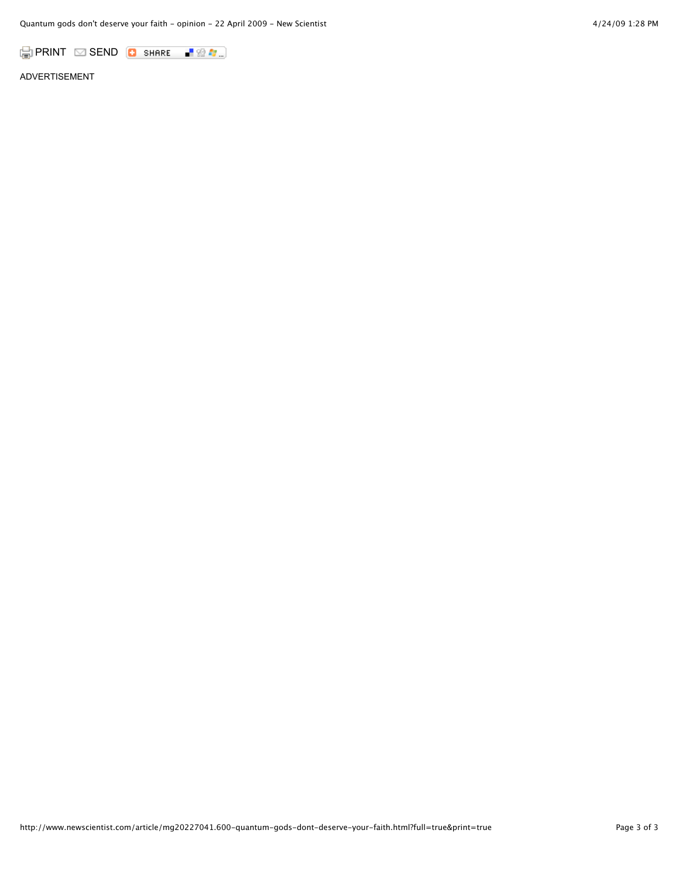PRINT SEND SHARE

ADVERTISEMENT